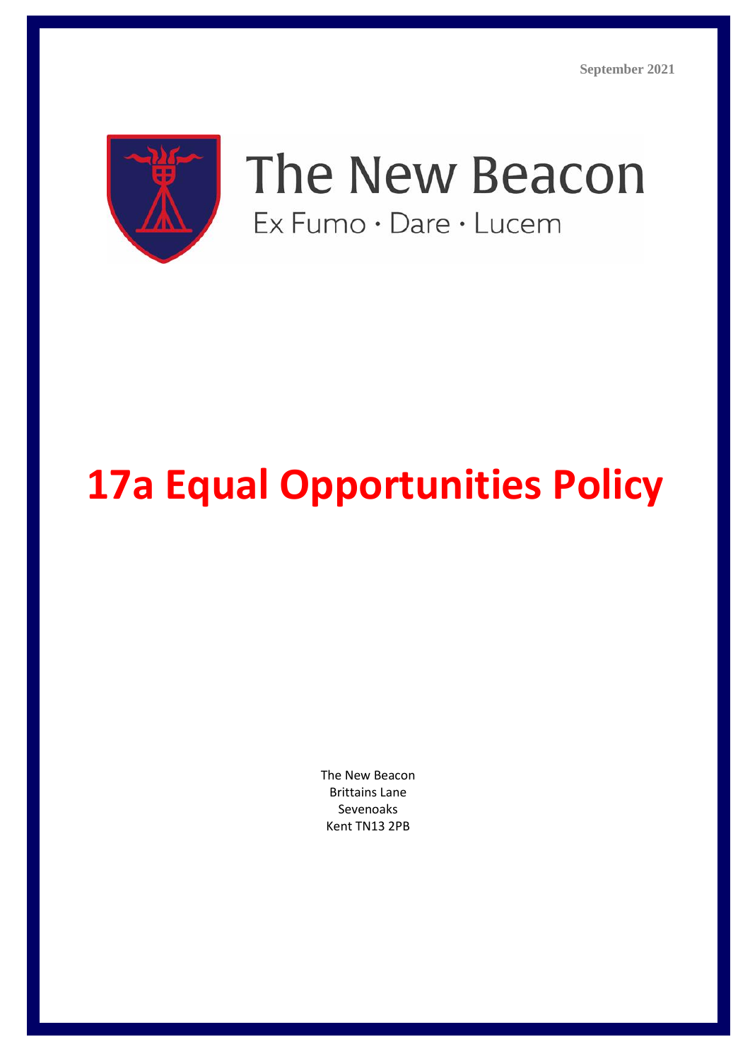September 2021

The New Beacon

Ex Fumo · Dare · Lucem

# 17a Equal Opportunities Policy

The New Beacon
Brittains Lane
Sevenoaks
Kent TN13 2PB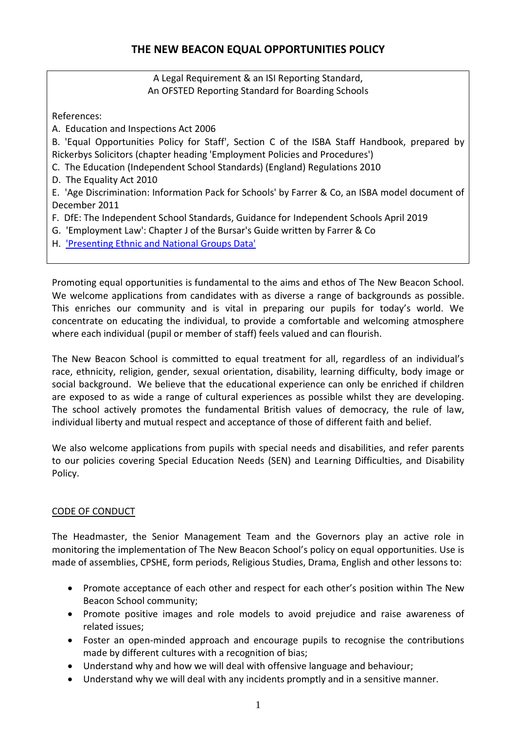# THE NEW BEACON EQUAL OPPORTUNITIES POLICY

A Legal Requirement & an ISI Reporting Standard,
An OFSTED Reporting Standard for Boarding Schools

References:

A. Education and Inspections Act 2006

B. 'Equal Opportunities Policy for Staff', Section C of the ISBA Staff Handbook, prepared by Rickerbys Solicitors (chapter heading 'Employment Policies and Procedures')

C. The Education (Independent School Standards) (England) Regulations 2010

D. The Equality Act 2010

E. 'Age Discrimination: Information Pack for Schools' by Farrer & Co, an ISBA model document of December 2011

F. DfE: The Independent School Standards, Guidance for Independent Schools April 2019

G. 'Employment Law': Chapter J of the Bursar's Guide written by Farrer & Co

H. 'Presenting Ethnic and National Groups Data'

Promoting equal opportunities is fundamental to the aims and ethos of The New Beacon School. We welcome applications from candidates with as diverse a range of backgrounds as possible. This enriches our community and is vital in preparing our pupils for today's world. We concentrate on educating the individual, to provide a comfortable and welcoming atmosphere where each individual (pupil or member of staff) feels valued and can flourish.

The New Beacon School is committed to equal treatment for all, regardless of an individual's race, ethnicity, religion, gender, sexual orientation, disability, learning difficulty, body image or social background. We believe that the educational experience can only be enriched if children are exposed to as wide a range of cultural experiences as possible whilst they are developing. The school actively promotes the fundamental British values of democracy, the rule of law, individual liberty and mutual respect and acceptance of those of different faith and belief.

We also welcome applications from pupils with special needs and disabilities, and refer parents to our policies covering Special Education Needs (SEN) and Learning Difficulties, and Disability Policy.

## CODE OF CONDUCT

The Headmaster, the Senior Management Team and the Governors play an active role in monitoring the implementation of The New Beacon School's policy on equal opportunities. Use is made of assemblies, CPSHE, form periods, Religious Studies, Drama, English and other lessons to:

- Promote acceptance of each other and respect for each other's position within The New Beacon School community;
- Promote positive images and role models to avoid prejudice and raise awareness of related issues;
- Foster an open-minded approach and encourage pupils to recognise the contributions made by different cultures with a recognition of bias;
- Understand why and how we will deal with offensive language and behaviour;
- Understand why we will deal with any incidents promptly and in a sensitive manner.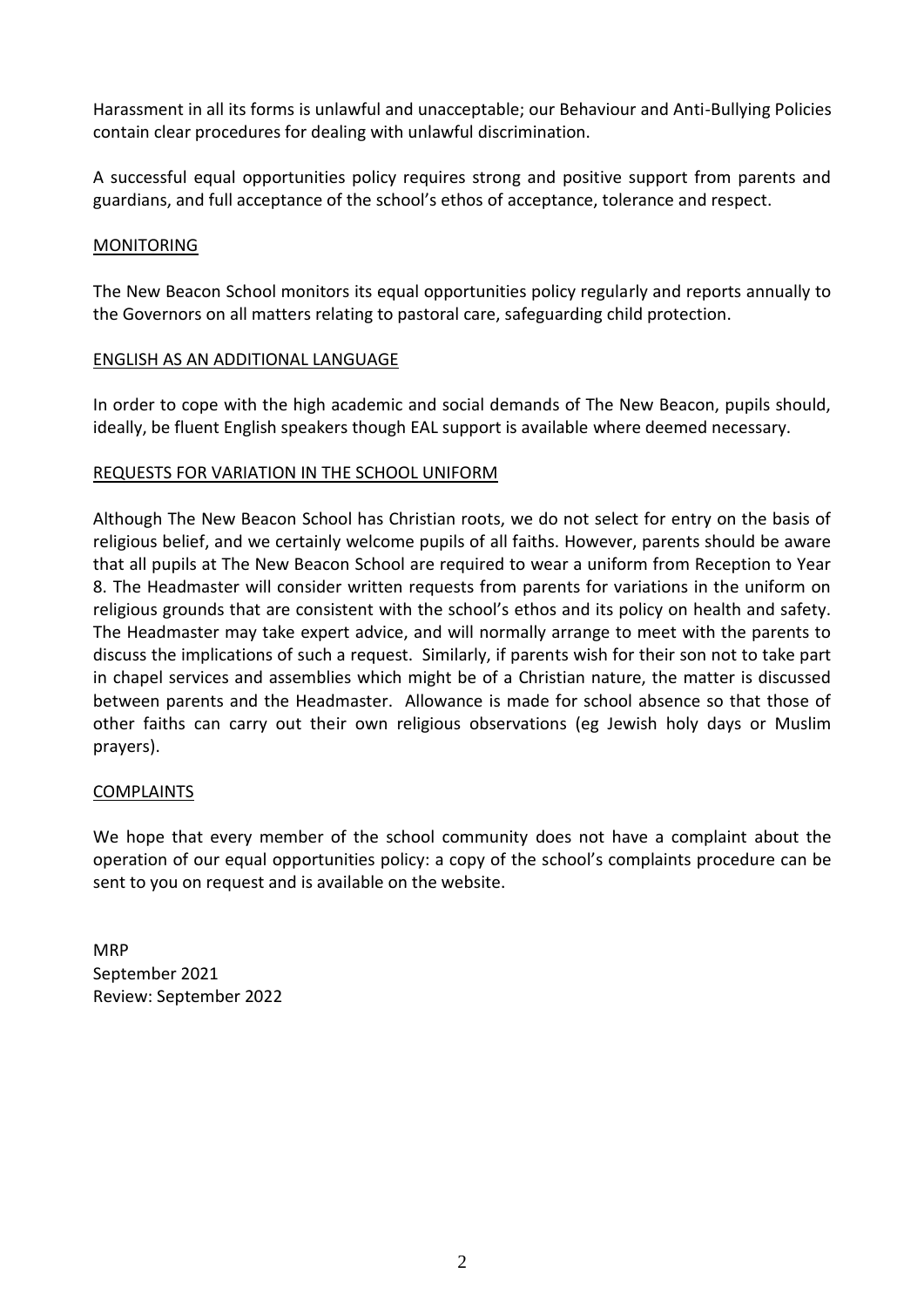Harassment in all its forms is unlawful and unacceptable; our Behaviour and Anti-Bullying Policies contain clear procedures for dealing with unlawful discrimination.

A successful equal opportunities policy requires strong and positive support from parents and guardians, and full acceptance of the school's ethos of acceptance, tolerance and respect.

## MONITORING

The New Beacon School monitors its equal opportunities policy regularly and reports annually to the Governors on all matters relating to pastoral care, safeguarding child protection.

## ENGLISH AS AN ADDITIONAL LANGUAGE

In order to cope with the high academic and social demands of The New Beacon, pupils should, ideally, be fluent English speakers though EAL support is available where deemed necessary.

## REQUESTS FOR VARIATION IN THE SCHOOL UNIFORM

Although The New Beacon School has Christian roots, we do not select for entry on the basis of religious belief, and we certainly welcome pupils of all faiths. However, parents should be aware that all pupils at The New Beacon School are required to wear a uniform from Reception to Year 8. The Headmaster will consider written requests from parents for variations in the uniform on religious grounds that are consistent with the school's ethos and its policy on health and safety. The Headmaster may take expert advice, and will normally arrange to meet with the parents to discuss the implications of such a request. Similarly, if parents wish for their son not to take part in chapel services and assemblies which might be of a Christian nature, the matter is discussed between parents and the Headmaster. Allowance is made for school absence so that those of other faiths can carry out their own religious observations (eg Jewish holy days or Muslim prayers).

## COMPLAINTS

We hope that every member of the school community does not have a complaint about the operation of our equal opportunities policy: a copy of the school's complaints procedure can be sent to you on request and is available on the website.

MRP
September 2021
Review: September 2022